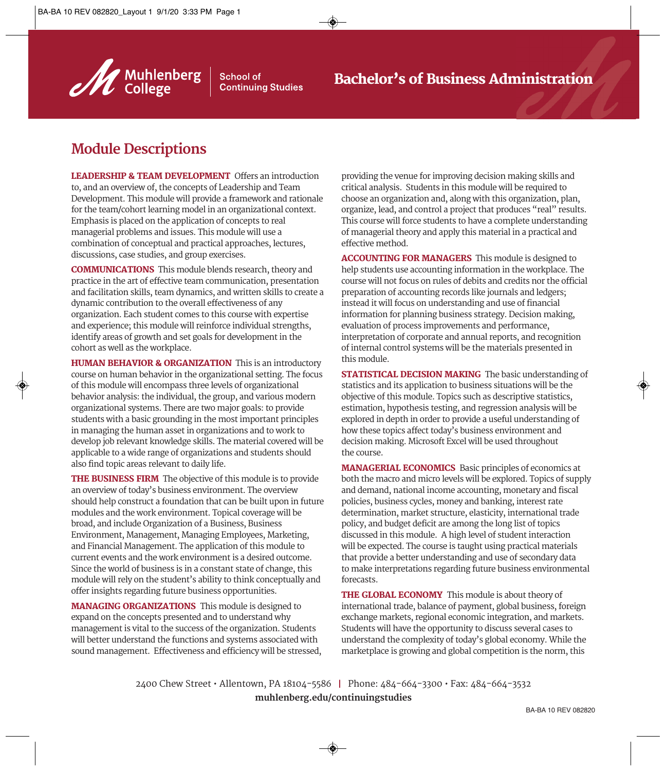Muhlenberg College | School of Continuing Studies

# Bachelor's of Business Administration

## Module Descriptions

**LEADERSHIP & TEAM DEVELOPMENT** Offers an introduction to, and an overview of, the concepts of Leadership and Team Development. This module will provide a framework and rationale for the team/cohort learning model in an organizational context. Emphasis is placed on the application of concepts to real managerial problems and issues. This module will use a combination of conceptual and practical approaches, lectures, discussions, case studies, and group exercises.

**COMMUNICATIONS** This module blends research, theory and practice in the art of effective team communication, presentation and facilitation skills, team dynamics, and written skills to create a dynamic contribution to the overall effectiveness of any organization. Each student comes to this course with expertise and experience; this module will reinforce individual strengths, identify areas of growth and set goals for development in the cohort as well as the workplace.

**HUMAN BEHAVIOR & ORGANIZATION** This is an introductory course on human behavior in the organizational setting. The focus of this module will encompass three levels of organizational behavior analysis: the individual, the group, and various modern organizational systems. There are two major goals: to provide students with a basic grounding in the most important principles in managing the human asset in organizations and to work to develop job relevant knowledge skills. The material covered will be applicable to a wide range of organizations and students should also find topic areas relevant to daily life.

**THE BUSINESS FIRM** The objective of this module is to provide an overview of today's business environment. The overview should help construct a foundation that can be built upon in future modules and the work environment. Topical coverage will be broad, and include Organization of a Business, Business Environment, Management, Managing Employees, Marketing, and Financial Management. The application of this module to current events and the work environment is a desired outcome. Since the world of business is in a constant state of change, this module will rely on the student's ability to think conceptually and offer insights regarding future business opportunities.

**MANAGING ORGANIZATIONS** This module is designed to expand on the concepts presented and to understand why management is vital to the success of the organization. Students will better understand the functions and systems associated with sound management. Effectiveness and efficiency will be stressed, providing the venue for improving decision making skills and critical analysis. Students in this module will be required to choose an organization and, along with this organization, plan, organize, lead, and control a project that produces "real" results. This course will force students to have a complete understanding of managerial theory and apply this material in a practical and effective method.

**ACCOUNTING FOR MANAGERS** This module is designed to help students use accounting information in the workplace. The course will not focus on rules of debits and credits nor the official preparation of accounting records like journals and ledgers; instead it will focus on understanding and use of financial information for planning business strategy. Decision making, evaluation of process improvements and performance, interpretation of corporate and annual reports, and recognition of internal control systems will be the materials presented in this module.

**STATISTICAL DECISION MAKING** The basic understanding of statistics and its application to business situations will be the objective of this module. Topics such as descriptive statistics, estimation, hypothesis testing, and regression analysis will be explored in depth in order to provide a useful understanding of how these topics affect today's business environment and decision making. Microsoft Excel will be used throughout the course.

**MANAGERIAL ECONOMICS** Basic principles of economics at both the macro and micro levels will be explored. Topics of supply and demand, national income accounting, monetary and fiscal policies, business cycles, money and banking, interest rate determination, market structure, elasticity, international trade policy, and budget deficit are among the long list of topics discussed in this module. A high level of student interaction will be expected. The course is taught using practical materials that provide a better understanding and use of secondary data to make interpretations regarding future business environmental forecasts.

**THE GLOBAL ECONOMY** This module is about theory of international trade, balance of payment, global business, foreign exchange markets, regional economic integration, and markets. Students will have the opportunity to discuss several cases to understand the complexity of today's global economy. While the marketplace is growing and global competition is the norm, this

2400 Chew Street • Allentown, PA 18104-5586 | Phone: 484-664-3300 • Fax: 484-664-3532
**muhlenberg.edu/continuingstudies**

BA-BA 10 REV 082820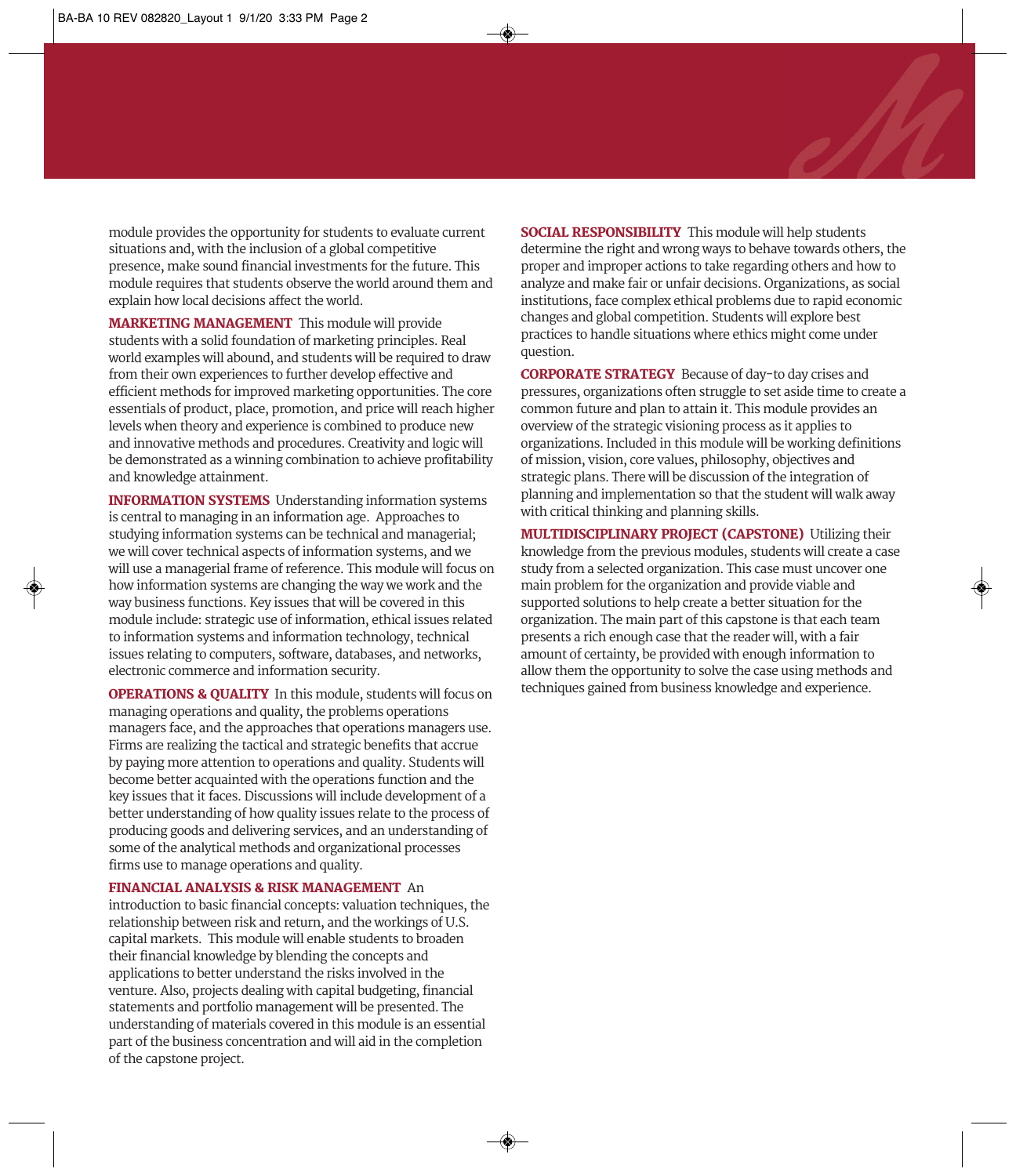module provides the opportunity for students to evaluate current situations and, with the inclusion of a global competitive presence, make sound financial investments for the future. This module requires that students observe the world around them and explain how local decisions affect the world.

**MARKETING MANAGEMENT** This module will provide students with a solid foundation of marketing principles. Real world examples will abound, and students will be required to draw from their own experiences to further develop effective and efficient methods for improved marketing opportunities. The core essentials of product, place, promotion, and price will reach higher levels when theory and experience is combined to produce new and innovative methods and procedures. Creativity and logic will be demonstrated as a winning combination to achieve profitability and knowledge attainment.

**INFORMATION SYSTEMS** Understanding information systems is central to managing in an information age. Approaches to studying information systems can be technical and managerial; we will cover technical aspects of information systems, and we will use a managerial frame of reference. This module will focus on how information systems are changing the way we work and the way business functions. Key issues that will be covered in this module include: strategic use of information, ethical issues related to information systems and information technology, technical issues relating to computers, software, databases, and networks, electronic commerce and information security.

**OPERATIONS & QUALITY** In this module, students will focus on managing operations and quality, the problems operations managers face, and the approaches that operations managers use. Firms are realizing the tactical and strategic benefits that accrue by paying more attention to operations and quality. Students will become better acquainted with the operations function and the key issues that it faces. Discussions will include development of a better understanding of how quality issues relate to the process of producing goods and delivering services, and an understanding of some of the analytical methods and organizational processes firms use to manage operations and quality.

**FINANCIAL ANALYSIS & RISK MANAGEMENT** An introduction to basic financial concepts: valuation techniques, the relationship between risk and return, and the workings of U.S. capital markets. This module will enable students to broaden their financial knowledge by blending the concepts and applications to better understand the risks involved in the venture. Also, projects dealing with capital budgeting, financial statements and portfolio management will be presented. The understanding of materials covered in this module is an essential part of the business concentration and will aid in the completion of the capstone project.

**SOCIAL RESPONSIBILITY** This module will help students determine the right and wrong ways to behave towards others, the proper and improper actions to take regarding others and how to analyze and make fair or unfair decisions. Organizations, as social institutions, face complex ethical problems due to rapid economic changes and global competition. Students will explore best practices to handle situations where ethics might come under question.

**CORPORATE STRATEGY** Because of day-to day crises and pressures, organizations often struggle to set aside time to create a common future and plan to attain it. This module provides an overview of the strategic visioning process as it applies to organizations. Included in this module will be working definitions of mission, vision, core values, philosophy, objectives and strategic plans. There will be discussion of the integration of planning and implementation so that the student will walk away with critical thinking and planning skills.

**MULTIDISCIPLINARY PROJECT (CAPSTONE)** Utilizing their knowledge from the previous modules, students will create a case study from a selected organization. This case must uncover one main problem for the organization and provide viable and supported solutions to help create a better situation for the organization. The main part of this capstone is that each team presents a rich enough case that the reader will, with a fair amount of certainty, be provided with enough information to allow them the opportunity to solve the case using methods and techniques gained from business knowledge and experience.